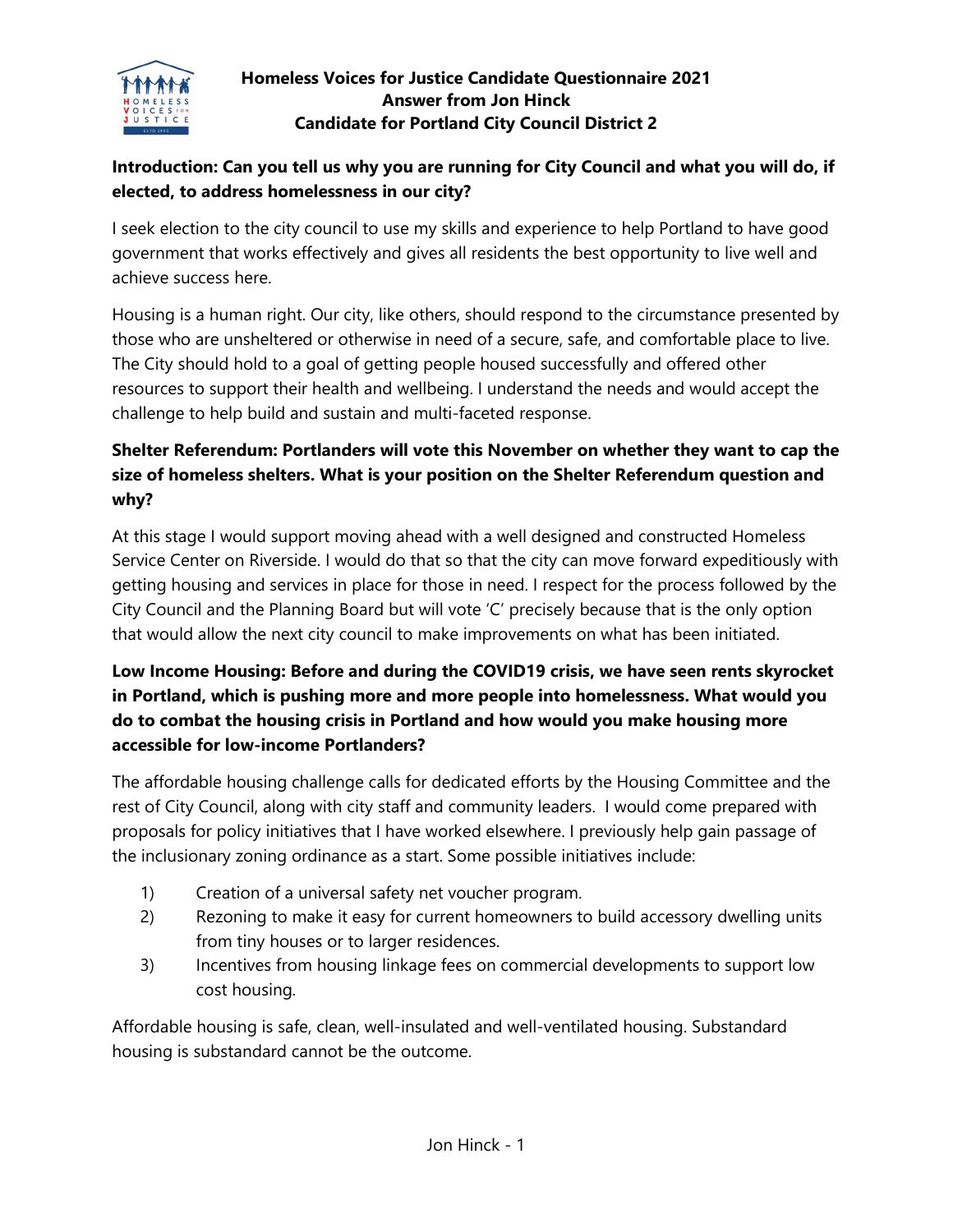# Homeless Voices for Justice Candidate Questionnaire 2021
## Answer from Jon Hinck
## Candidate for Portland City Council District 2

**Introduction: Can you tell us why you are running for City Council and what you will do, if elected, to address homelessness in our city?**

I seek election to the city council to use my skills and experience to help Portland to have good government that works effectively and gives all residents the best opportunity to live well and achieve success here.

Housing is a human right. Our city, like others, should respond to the circumstance presented by those who are unsheltered or otherwise in need of a secure, safe, and comfortable place to live. The City should hold to a goal of getting people housed successfully and offered other resources to support their health and wellbeing. I understand the needs and would accept the challenge to help build and sustain and multi-faceted response.

**Shelter Referendum: Portlanders will vote this November on whether they want to cap the size of homeless shelters. What is your position on the Shelter Referendum question and why?**

At this stage I would support moving ahead with a well designed and constructed Homeless Service Center on Riverside. I would do that so that the city can move forward expeditiously with getting housing and services in place for those in need. I respect for the process followed by the City Council and the Planning Board but will vote 'C' precisely because that is the only option that would allow the next city council to make improvements on what has been initiated.

**Low Income Housing: Before and during the COVID19 crisis, we have seen rents skyrocket in Portland, which is pushing more and more people into homelessness. What would you do to combat the housing crisis in Portland and how would you make housing more accessible for low-income Portlanders?**

The affordable housing challenge calls for dedicated efforts by the Housing Committee and the rest of City Council, along with city staff and community leaders. I would come prepared with proposals for policy initiatives that I have worked elsewhere. I previously help gain passage of the inclusionary zoning ordinance as a start. Some possible initiatives include:

1) Creation of a universal safety net voucher program.
2) Rezoning to make it easy for current homeowners to build accessory dwelling units from tiny houses or to larger residences.
3) Incentives from housing linkage fees on commercial developments to support low cost housing.

Affordable housing is safe, clean, well-insulated and well-ventilated housing. Substandard housing is substandard cannot be the outcome.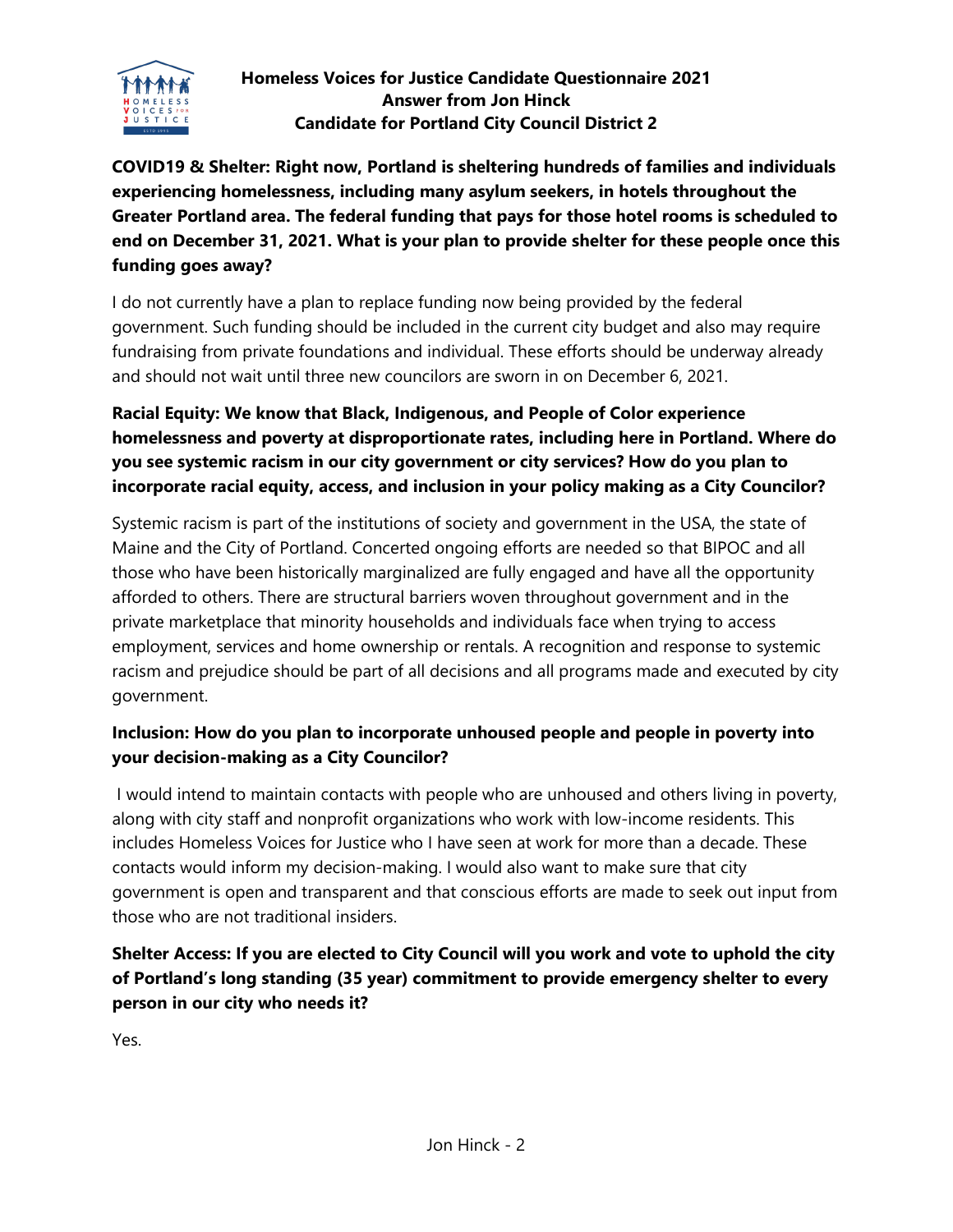**Homeless Voices for Justice Candidate Questionnaire 2021**
**Answer from Jon Hinck**
**Candidate for Portland City Council District 2**

**COVID19 & Shelter: Right now, Portland is sheltering hundreds of families and individuals experiencing homelessness, including many asylum seekers, in hotels throughout the Greater Portland area. The federal funding that pays for those hotel rooms is scheduled to end on December 31, 2021. What is your plan to provide shelter for these people once this funding goes away?**

I do not currently have a plan to replace funding now being provided by the federal government. Such funding should be included in the current city budget and also may require fundraising from private foundations and individual. These efforts should be underway already and should not wait until three new councilors are sworn in on December 6, 2021.

**Racial Equity: We know that Black, Indigenous, and People of Color experience homelessness and poverty at disproportionate rates, including here in Portland. Where do you see systemic racism in our city government or city services? How do you plan to incorporate racial equity, access, and inclusion in your policy making as a City Councilor?**

Systemic racism is part of the institutions of society and government in the USA, the state of Maine and the City of Portland. Concerted ongoing efforts are needed so that BIPOC and all those who have been historically marginalized are fully engaged and have all the opportunity afforded to others. There are structural barriers woven throughout government and in the private marketplace that minority households and individuals face when trying to access employment, services and home ownership or rentals. A recognition and response to systemic racism and prejudice should be part of all decisions and all programs made and executed by city government.

**Inclusion: How do you plan to incorporate unhoused people and people in poverty into your decision-making as a City Councilor?**

I would intend to maintain contacts with people who are unhoused and others living in poverty, along with city staff and nonprofit organizations who work with low-income residents. This includes Homeless Voices for Justice who I have seen at work for more than a decade. These contacts would inform my decision-making. I would also want to make sure that city government is open and transparent and that conscious efforts are made to seek out input from those who are not traditional insiders.

**Shelter Access: If you are elected to City Council will you work and vote to uphold the city of Portland's long standing (35 year) commitment to provide emergency shelter to every person in our city who needs it?**

Yes.